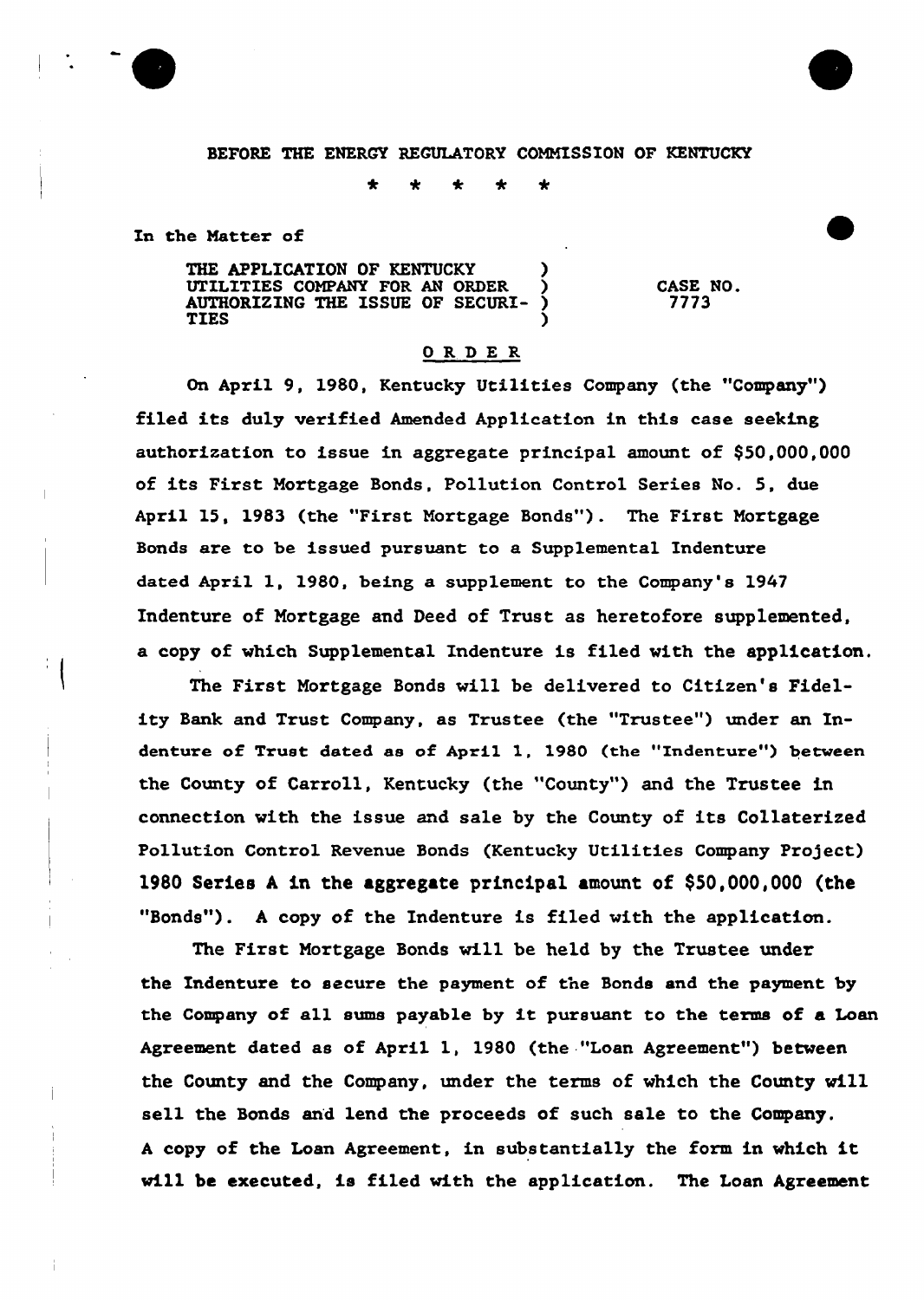BEFORE THE ENERGY REGULATORY COMMISSION OF KENTUCKY

\* \* \* \* \*

In the Matter of

| | | |
|---|---|---|
| THE APPLICATION OF KENTUCKY UTILITIES COMPANY FOR AN ORDER AUTHORIZING THE ISSUE OF SECURITIES | ) ) ) ) | CASE NO. 7773 |

## O R D E R

On April 9, 1980, Kentucky Utilities Company (the "Company") filed its duly verified Amended Application in this case seeking authorization to issue in aggregate principal amount of $50,000,000 of its First Mortgage Bonds, Pollution Control Series No. 5, due April 15, 1983 (the "First Mortgage Bonds"). The First Mortgage Bonds are to be issued pursuant to a Supplemental Indenture dated April 1, 1980, being a supplement to the Company's 1947 Indenture of Mortgage and Deed of Trust as heretofore supplemented, a copy of which Supplemental Indenture is filed with the application.

The First Mortgage Bonds will be delivered to Citizen's Fidelity Bank and Trust Company, as Trustee (the "Trustee") under an Indenture of Trust dated as of April 1, 1980 (the "Indenture") between the County of Carroll, Kentucky (the "County") and the Trustee in connection with the issue and sale by the County of its Collaterized Pollution Control Revenue Bonds (Kentucky Utilities Company Project) 1980 Series A in the aggregate principal amount of $50,000,000 (the "Bonds"). A copy of the Indenture is filed with the application.

The First Mortgage Bonds will be held by the Trustee under the Indenture to secure the payment of the Bonds and the payment by the Company of all sums payable by it pursuant to the terms of a Loan Agreement dated as of April 1, 1980 (the "Loan Agreement") between the County and the Company, under the terms of which the County will sell the Bonds and lend the proceeds of such sale to the Company. A copy of the Loan Agreement, in substantially the form in which it will be executed, is filed with the application. The Loan Agreement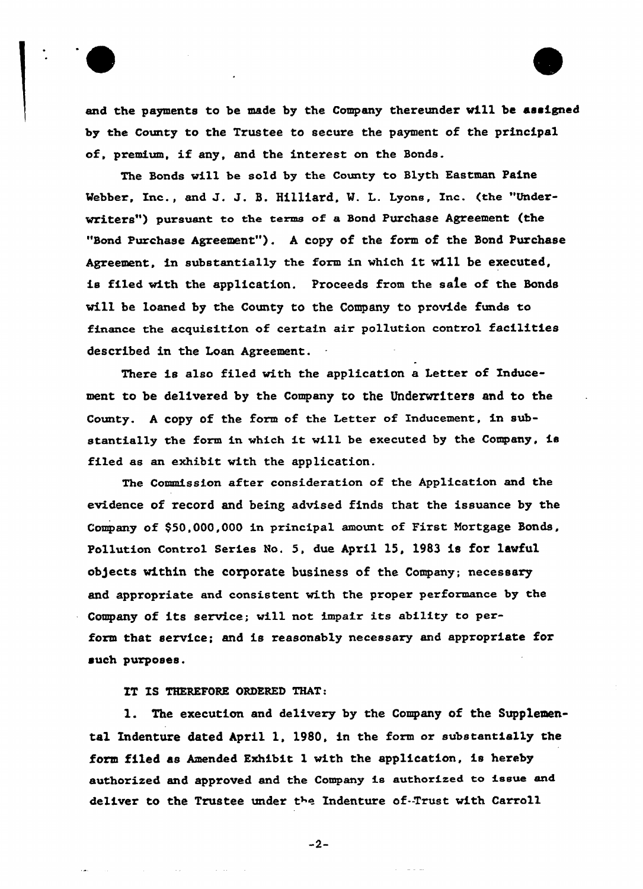and the payments to be made by the Company thereunder will be assigned by the County to the Trustee to secure the payment of the principal of, premium, if any, and the interest on the Bonds.

The Bonds will be sold by the County to Blyth Eastman Paine Webber, Inc., and J. J. B. Hilliard, W. L. Lyons, Inc. (the "Underwriters") pursuant to the terms of a Bond Purchase Agreement (the "Bond Purchase Agreement"). A copy of the form of the Bond Purchase Agreement, in substantially the form in which it will be executed, is filed with the application. Proceeds from the sale of the Bonds will be loaned by the County to the Company to provide funds to finance the acquisition of certain air pollution control facilities described in the Loan Agreement.

There is also filed with the application a Letter of Inducement to be delivered by the Company to the Underwriters and to the County. A copy of the form of the Letter of Inducement, in substantially the form in which it will be executed by the Company, is filed as an exhibit with the application.

The Commission after consideration of the Application and the evidence of record and being advised finds that the issuance by the Company of $50,000,000 in principal amount of First Mortgage Bonds, Pollution Control Series No. 5, due April 15, 1983 is for lawful objects within the corporate business of the Company; necessary and appropriate and consistent with the proper performance by the Company of its service; will not impair its ability to perform that service; and is reasonably necessary and appropriate for such purposes.

IT IS THEREFORE ORDERED THAT:

1. The execution and delivery by the Company of the Supplemental Indenture dated April 1, 1980, in the form or substantially the form filed as Amended Exhibit 1 with the application, is hereby authorized and approved and the Company is authorized to issue and deliver to the Trustee under the Indenture of Trust with Carroll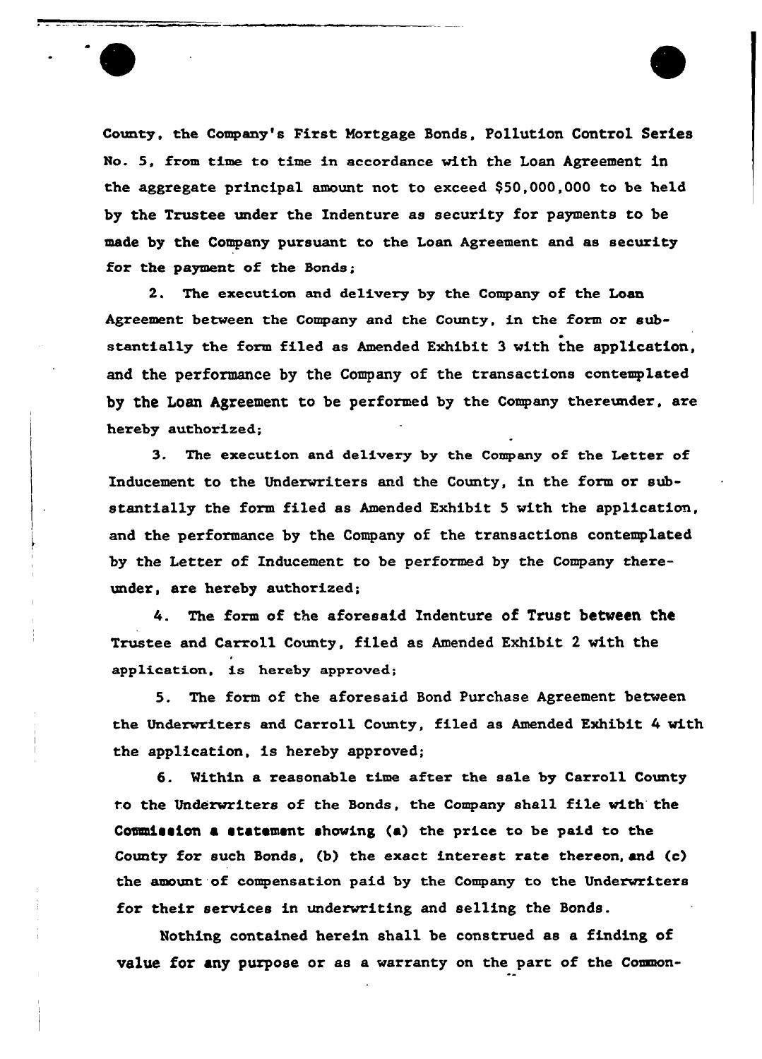County, the Company's First Mortgage Bonds, Pollution Control Series No. 5, from time to time in accordance with the Loan Agreement in the aggregate principal amount not to exceed $50,000,000 to be held by the Trustee under the Indenture as security for payments to be made by the Company pursuant to the Loan Agreement and as security for the payment of the Bonds;

2. The execution and delivery by the Company of the Loan Agreement between the Company and the County, in the form or substantially the form filed as Amended Exhibit 3 with the application, and the performance by the Company of the transactions contemplated by the Loan Agreement to be performed by the Company thereunder, are hereby authorized;

3. The execution and delivery by the Company of the Letter of Inducement to the Underwriters and the County, in the form or substantially the form filed as Amended Exhibit 5 with the application, and the performance by the Company of the transactions contemplated by the Letter of Inducement to be performed by the Company thereunder, are hereby authorized;

4. The form of the aforesaid Indenture of Trust between the Trustee and Carroll County, filed as Amended Exhibit 2 with the application, is hereby approved;

5. The form of the aforesaid Bond Purchase Agreement between the Underwriters and Carroll County, filed as Amended Exhibit 4 with the application, is hereby approved;

6. Within a reasonable time after the sale by Carroll County to the Underwriters of the Bonds, the Company shall file with the Commission a statement showing (a) the price to be paid to the County for such Bonds, (b) the exact interest rate thereon, and (c) the amount of compensation paid by the Company to the Underwriters for their services in underwriting and selling the Bonds.

Nothing contained herein shall be construed as a finding of value for any purpose or as a warranty on the part of the Common-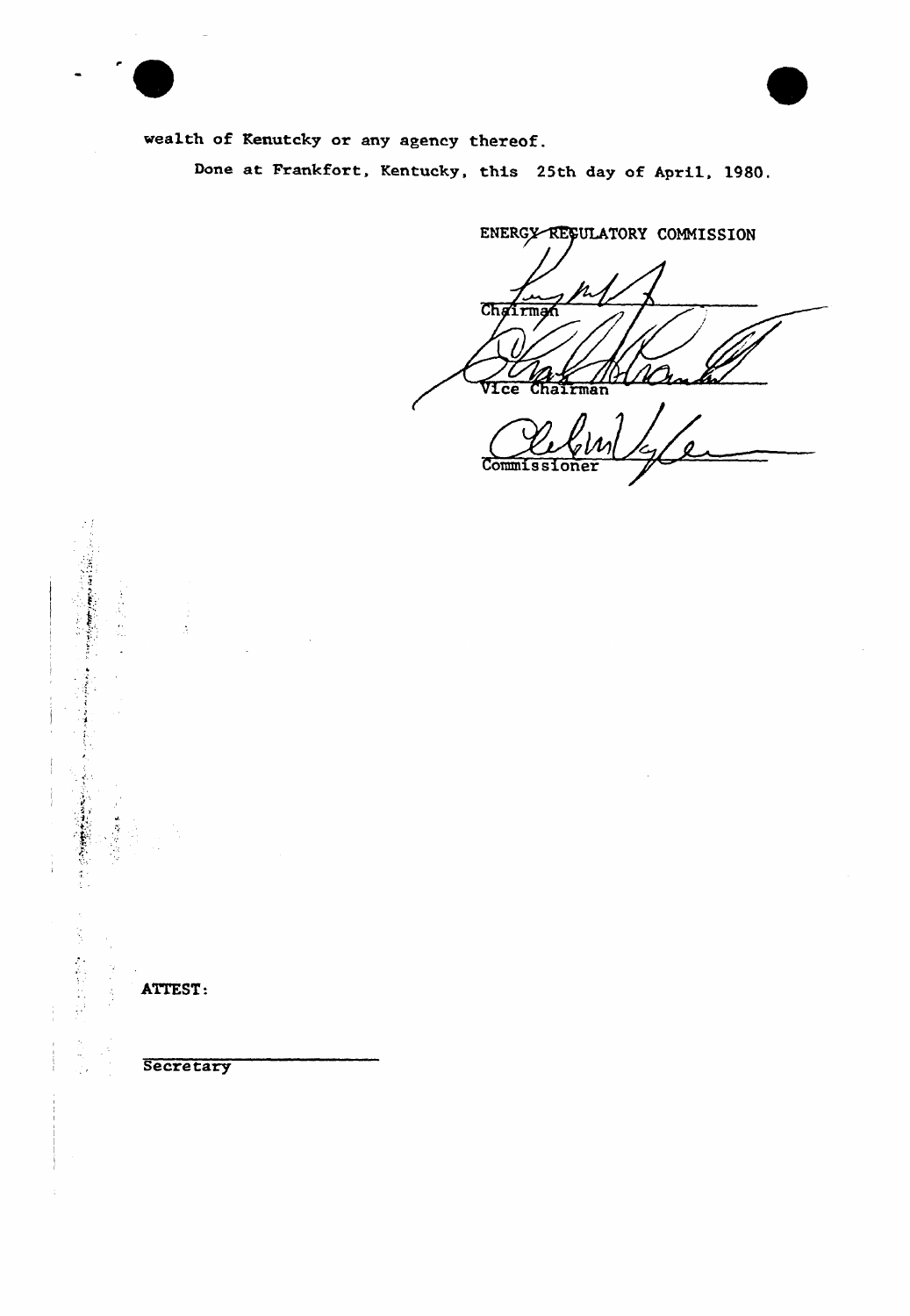wealth of Kenutcky or any agency thereof.

Done at Frankfort, Kentucky, this 25th day of April, 1980.

ENERGY REGULATORY COMMISSION

Chairman

Vice Chairman

Commissioner

ATTEST:

Secretary